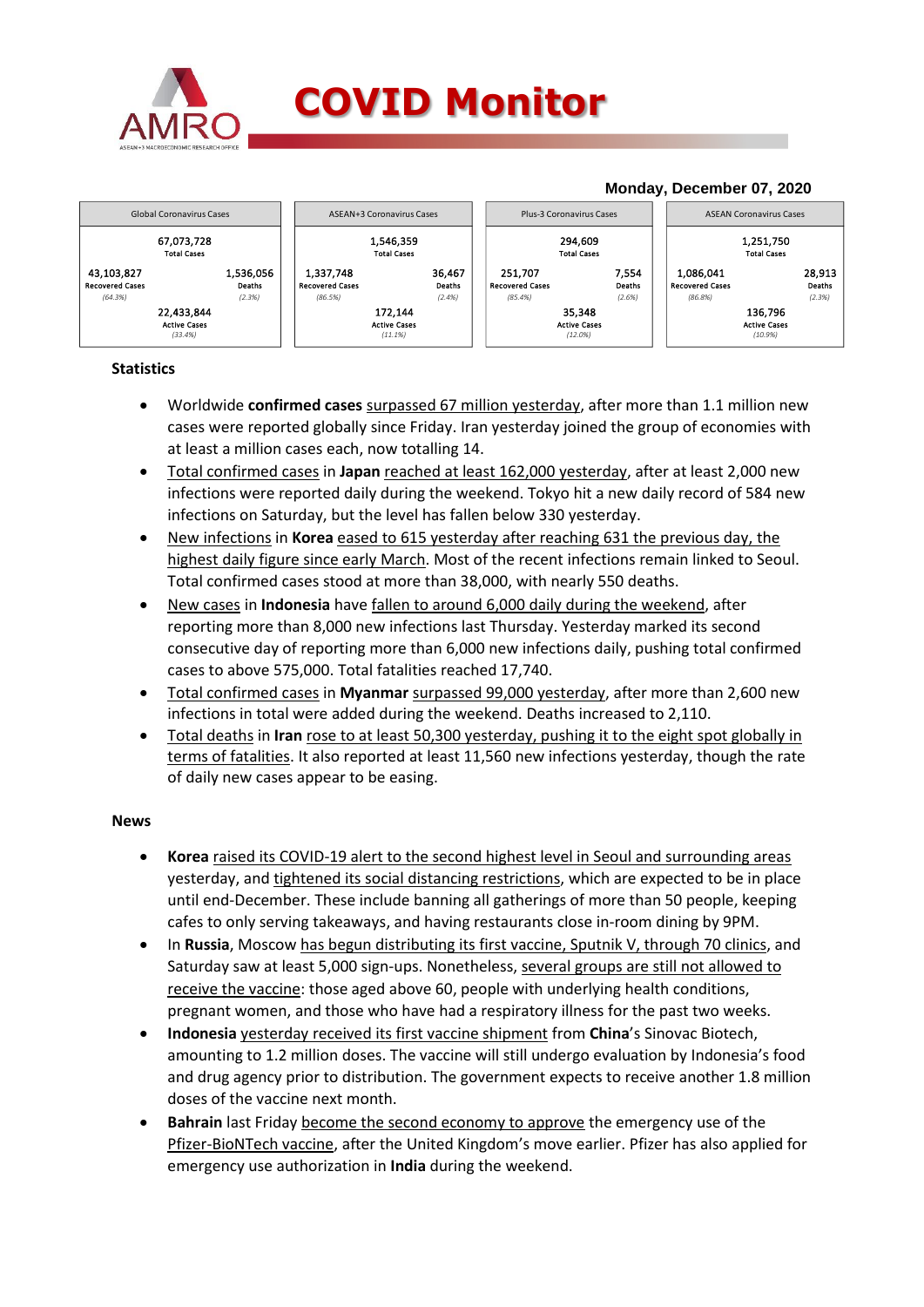# COVID Monitor

**Monday, December 07, 2020**

| Global Coronavirus Cases | | ASEAN+3 Coronavirus Cases | | Plus-3 Coronavirus Cases | | ASEAN Coronavirus Cases | |
|---|---|---|---|---|---|---|---|
| 67,073,728 Total Cases | | 1,546,359 Total Cases | | 294,609 Total Cases | | 1,251,750 Total Cases | |
| 43,103,827 Recovered Cases (64.3%) | 1,536,056 Deaths (2.3%) | 1,337,748 Recovered Cases (86.5%) | 36,467 Deaths (2.4%) | 251,707 Recovered Cases (85.4%) | 7,554 Deaths (2.6%) | 1,086,041 Recovered Cases (86.8%) | 28,913 Deaths (2.3%) |
| 22,433,844 Active Cases (33.4%) | | 172,144 Active Cases (11.1%) | | 35,348 Active Cases (12.0%) | | 136,796 Active Cases (10.9%) | |

## Statistics

- Worldwide **confirmed cases** surpassed 67 million yesterday, after more than 1.1 million new cases were reported globally since Friday. Iran yesterday joined the group of economies with at least a million cases each, now totalling 14.
- Total confirmed cases in **Japan** reached at least 162,000 yesterday, after at least 2,000 new infections were reported daily during the weekend. Tokyo hit a new daily record of 584 new infections on Saturday, but the level has fallen below 330 yesterday.
- New infections in **Korea** eased to 615 yesterday after reaching 631 the previous day, the highest daily figure since early March. Most of the recent infections remain linked to Seoul. Total confirmed cases stood at more than 38,000, with nearly 550 deaths.
- New cases in **Indonesia** have fallen to around 6,000 daily during the weekend, after reporting more than 8,000 new infections last Thursday. Yesterday marked its second consecutive day of reporting more than 6,000 new infections daily, pushing total confirmed cases to above 575,000. Total fatalities reached 17,740.
- Total confirmed cases in **Myanmar** surpassed 99,000 yesterday, after more than 2,600 new infections in total were added during the weekend. Deaths increased to 2,110.
- Total deaths in **Iran** rose to at least 50,300 yesterday, pushing it to the eight spot globally in terms of fatalities. It also reported at least 11,560 new infections yesterday, though the rate of daily new cases appear to be easing.

## News

- **Korea** raised its COVID-19 alert to the second highest level in Seoul and surrounding areas yesterday, and tightened its social distancing restrictions, which are expected to be in place until end-December. These include banning all gatherings of more than 50 people, keeping cafes to only serving takeaways, and having restaurants close in-room dining by 9PM.
- In **Russia**, Moscow has begun distributing its first vaccine, Sputnik V, through 70 clinics, and Saturday saw at least 5,000 sign-ups. Nonetheless, several groups are still not allowed to receive the vaccine: those aged above 60, people with underlying health conditions, pregnant women, and those who have had a respiratory illness for the past two weeks.
- **Indonesia** yesterday received its first vaccine shipment from **China**'s Sinovac Biotech, amounting to 1.2 million doses. The vaccine will still undergo evaluation by Indonesia's food and drug agency prior to distribution. The government expects to receive another 1.8 million doses of the vaccine next month.
- **Bahrain** last Friday become the second economy to approve the emergency use of the Pfizer-BioNTech vaccine, after the United Kingdom's move earlier. Pfizer has also applied for emergency use authorization in **India** during the weekend.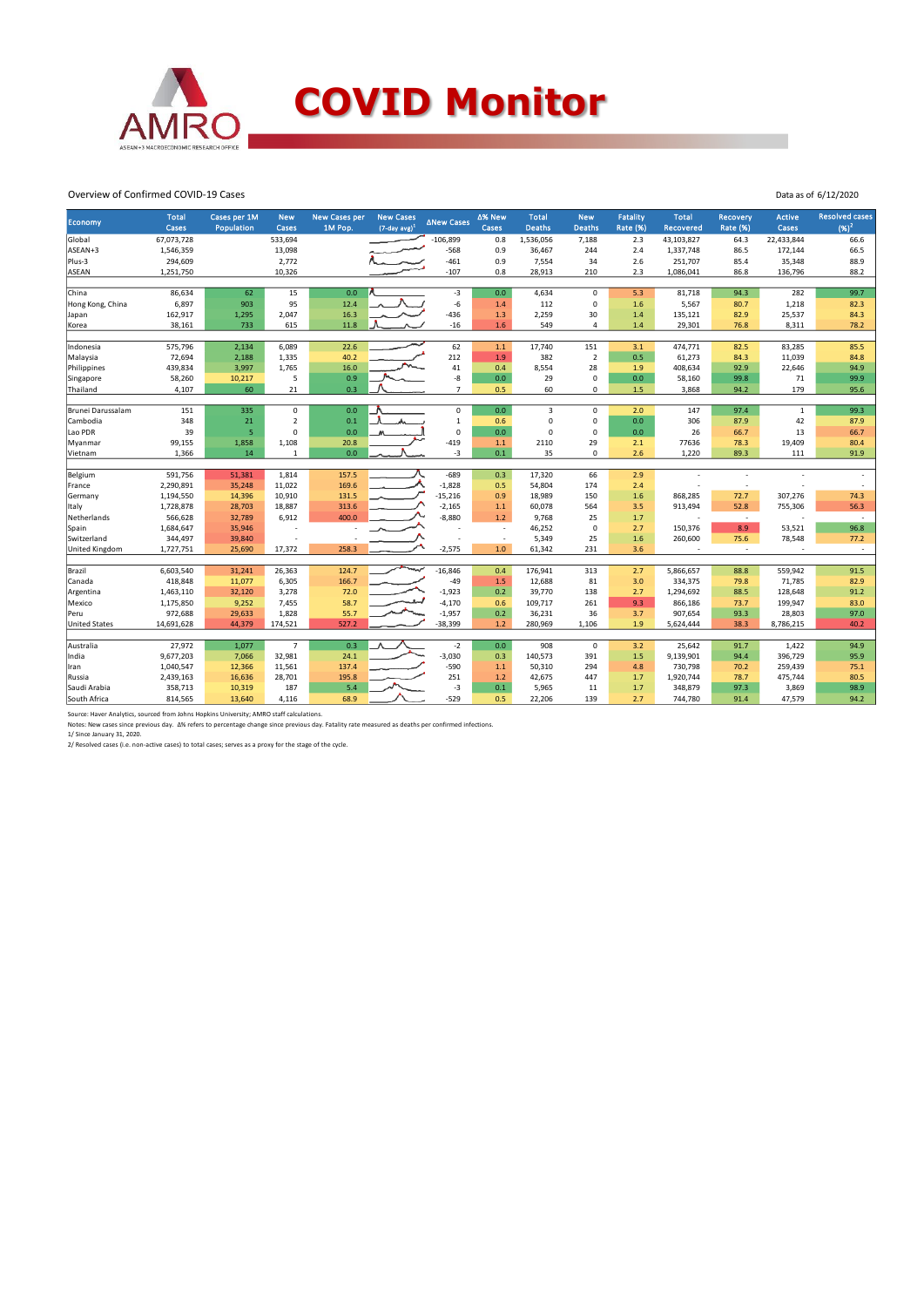# COVID Monitor

Overview of Confirmed COVID-19 Cases

Data as of 6/12/2020

| Economy | Total Cases | Cases per 1M Population | New Cases | New Cases per 1M Pop. | New Cases (7-day avg)[1] | ΔNew Cases | Δ% New Cases | Total Deaths | New Deaths | Fatality Rate (%) | Total Recovered | Recovery Rate (%) | Active Cases | Resolved cases (%)[2] |
|---|---|---|---|---|---|---|---|---|---|---|---|---|---|---|
| Global | 67,073,728 | | 533,694 | | | -106,899 | 0.8 | 1,536,056 | 7,188 | 2.3 | 43,103,827 | 64.3 | 22,433,844 | 66.6 |
| ASEAN+3 | 1,546,359 | | 13,098 | | | -568 | 0.9 | 36,467 | 244 | 2.4 | 1,337,748 | 86.5 | 172,144 | 66.5 |
| Plus-3 | 294,609 | | 2,772 | | | -461 | 0.9 | 7,554 | 34 | 2.6 | 251,707 | 85.4 | 35,348 | 88.9 |
| ASEAN | 1,251,750 | | 10,326 | | | -107 | 0.8 | 28,913 | 210 | 2.3 | 1,086,041 | 86.8 | 136,796 | 88.2 |
| | | | | | | | | | | | | | | |
| China | 86,634 | 62 | 15 | 0.0 | | -3 | 0.0 | 4,634 | 0 | 5.3 | 81,718 | 94.3 | 282 | 99.7 |
| Hong Kong, China | 6,897 | 903 | 95 | 12.4 | | -6 | 1.4 | 112 | 0 | 1.6 | 5,567 | 80.7 | 1,218 | 82.3 |
| Japan | 162,917 | 1,295 | 2,047 | 16.3 | | -436 | 1.3 | 2,259 | 30 | 1.4 | 135,121 | 82.9 | 25,537 | 84.3 |
| Korea | 38,161 | 733 | 615 | 11.8 | | -16 | 1.6 | 549 | 4 | 1.4 | 29,301 | 76.8 | 8,311 | 78.2 |
| | | | | | | | | | | | | | | |
| Indonesia | 575,796 | 2,134 | 6,089 | 22.6 | | 62 | 1.1 | 17,740 | 151 | 3.1 | 474,771 | 82.5 | 83,285 | 85.5 |
| Malaysia | 72,694 | 2,188 | 1,335 | 40.2 | | 212 | 1.9 | 382 | 2 | 0.5 | 61,273 | 84.3 | 11,039 | 84.8 |
| Philippines | 439,834 | 3,997 | 1,765 | 16.0 | | 41 | 0.4 | 8,554 | 28 | 1.9 | 408,634 | 92.9 | 22,646 | 94.9 |
| Singapore | 58,260 | 10,217 | 5 | 0.9 | | -8 | 0.0 | 29 | 0 | 0.0 | 58,160 | 99.8 | 71 | 99.9 |
| Thailand | 4,107 | 60 | 21 | 0.3 | | 7 | 0.5 | 60 | 0 | 1.5 | 3,868 | 94.2 | 179 | 95.6 |
| | | | | | | | | | | | | | | |
| Brunei Darussalam | 151 | 335 | 0 | 0.0 | | 0 | 0.0 | 3 | 0 | 2.0 | 147 | 97.4 | 1 | 99.3 |
| Cambodia | 348 | 21 | 2 | 0.1 | | 1 | 0.6 | 0 | 0 | 0.0 | 306 | 87.9 | 42 | 87.9 |
| Lao PDR | 39 | 5 | 0 | 0.0 | | 0 | 0.0 | 0 | 0 | 0.0 | 26 | 66.7 | 13 | 66.7 |
| Myanmar | 99,155 | 1,858 | 1,108 | 20.8 | | -419 | 1.1 | 2110 | 29 | 2.1 | 77636 | 78.3 | 19,409 | 80.4 |
| Vietnam | 1,366 | 14 | 1 | 0.0 | | -3 | 0.1 | 35 | 0 | 2.6 | 1,220 | 89.3 | 111 | 91.9 |
| | | | | | | | | | | | | | | |
| Belgium | 591,756 | 51,381 | 1,814 | 157.5 | | -689 | 0.3 | 17,320 | 66 | 2.9 | - | - | - | - |
| France | 2,290,891 | 35,248 | 11,022 | 169.6 | | -1,828 | 0.5 | 54,804 | 174 | 2.4 | - | - | - | - |
| Germany | 1,194,550 | 14,396 | 10,910 | 131.5 | | -15,216 | 0.9 | 18,989 | 150 | 1.6 | 868,285 | 72.7 | 307,276 | 74.3 |
| Italy | 1,728,878 | 28,703 | 18,887 | 313.6 | | -2,165 | 1.1 | 60,078 | 564 | 3.5 | 913,494 | 52.8 | 755,306 | 56.3 |
| Netherlands | 566,628 | 32,789 | 6,912 | 400.0 | | -8,880 | 1.2 | 9,768 | 25 | 1.7 | - | - | - | - |
| Spain | 1,684,647 | 35,946 | - | - | | - | - | 46,252 | 0 | 2.7 | 150,376 | 8.9 | 53,521 | 96.8 |
| Switzerland | 344,497 | 39,840 | - | - | | - | - | 5,349 | 25 | 1.6 | 260,600 | 75.6 | 78,548 | 77.2 |
| United Kingdom | 1,727,751 | 25,690 | 17,372 | 258.3 | | -2,575 | 1.0 | 61,342 | 231 | 3.6 | - | - | - | - |
| | | | | | | | | | | | | | | |
| Brazil | 6,603,540 | 31,241 | 26,363 | 124.7 | | -16,846 | 0.4 | 176,941 | 313 | 2.7 | 5,866,657 | 88.8 | 559,942 | 91.5 |
| Canada | 418,848 | 11,077 | 6,305 | 166.7 | | -49 | 1.5 | 12,688 | 81 | 3.0 | 334,375 | 79.8 | 71,785 | 82.9 |
| Argentina | 1,463,110 | 32,120 | 3,278 | 72.0 | | -1,923 | 0.2 | 39,770 | 138 | 2.7 | 1,294,692 | 88.5 | 128,648 | 91.2 |
| Mexico | 1,175,850 | 9,252 | 7,455 | 58.7 | | -4,170 | 0.6 | 109,717 | 261 | 9.3 | 866,186 | 73.7 | 199,947 | 83.0 |
| Peru | 972,688 | 29,633 | 1,828 | 55.7 | | -1,957 | 0.2 | 36,231 | 36 | 3.7 | 907,654 | 93.3 | 28,803 | 97.0 |
| United States | 14,691,628 | 44,379 | 174,521 | 527.2 | | -38,399 | 1.2 | 280,969 | 1,106 | 1.9 | 5,624,444 | 38.3 | 8,786,215 | 40.2 |
| | | | | | | | | | | | | | | |
| Australia | 27,972 | 1,077 | 7 | 0.3 | | -2 | 0.0 | 908 | 0 | 3.2 | 25,642 | 91.7 | 1,422 | 94.9 |
| India | 9,677,203 | 7,066 | 32,981 | 24.1 | | -3,030 | 0.3 | 140,573 | 391 | 1.5 | 9,139,901 | 94.4 | 396,729 | 95.9 |
| Iran | 1,040,547 | 12,366 | 11,561 | 137.4 | | -590 | 1.1 | 50,310 | 294 | 4.8 | 730,798 | 70.2 | 259,439 | 75.1 |
| Russia | 2,439,163 | 16,636 | 28,701 | 195.8 | | 251 | 1.2 | 42,675 | 447 | 1.7 | 1,920,744 | 78.7 | 475,744 | 80.5 |
| Saudi Arabia | 358,713 | 10,319 | 187 | 5.4 | | -3 | 0.1 | 5,965 | 11 | 1.7 | 348,879 | 97.3 | 3,869 | 98.9 |
| South Africa | 814,565 | 13,640 | 4,116 | 68.9 | | -529 | 0.5 | 22,206 | 139 | 2.7 | 744,780 | 91.4 | 47,579 | 94.2 |

Source: Haver Analytics, sourced from Johns Hopkins University; AMRO staff calculations.

Notes: New cases since previous day. Δ% refers to percentage change since previous day. Fatality rate measured as deaths per confirmed infections.

1/ Since January 31, 2020.

2/ Resolved cases (i.e. non-active cases) to total cases; serves as a proxy for the stage of the cycle.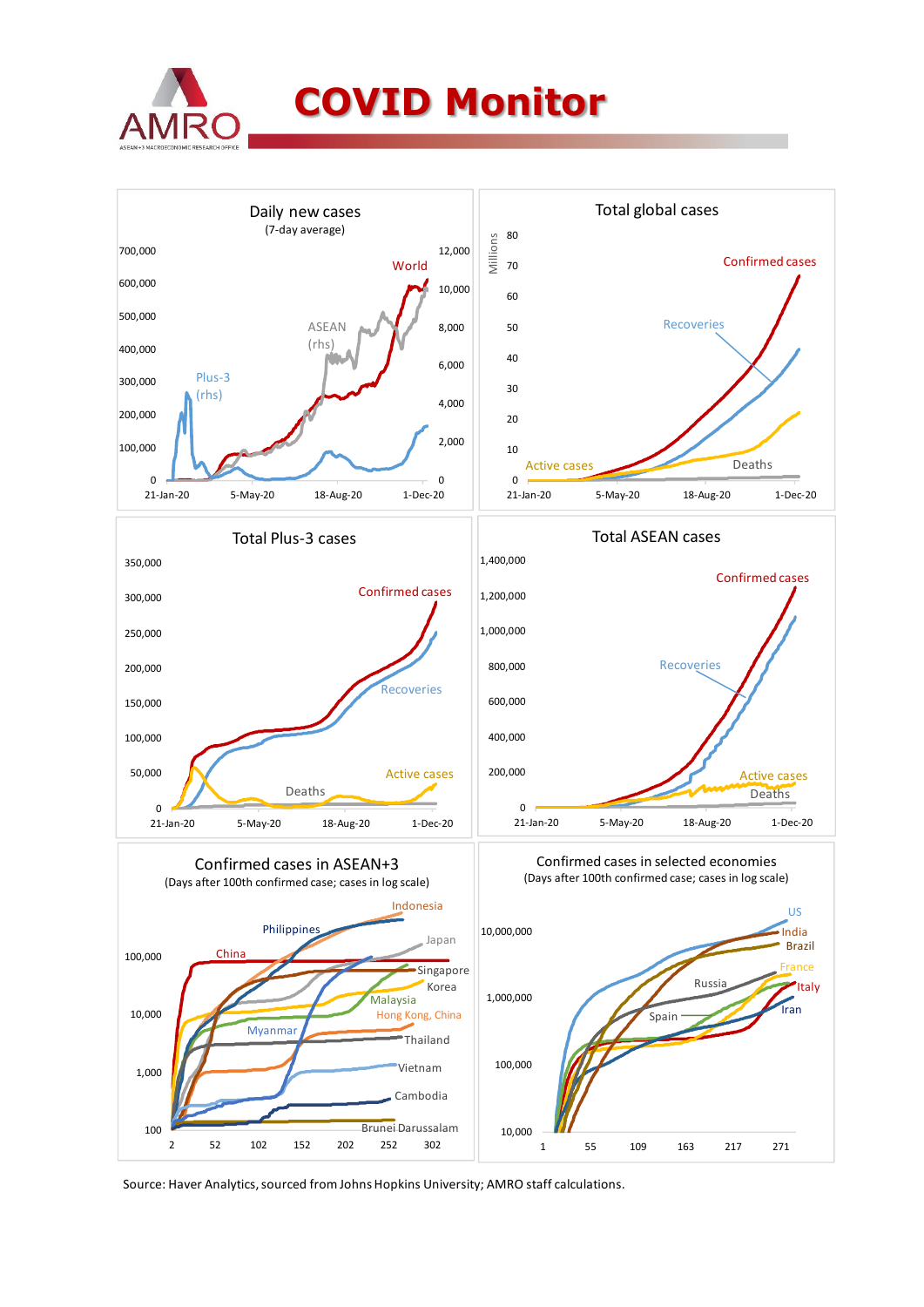# COVID Monitor

## Daily new cases
(7-day average)

700,000
600,000
500,000
400,000
300,000
200,000
100,000
0

12,000
10,000
8,000
6,000
4,000
2,000
0

World
ASEAN (rhs)
Plus-3 (rhs)

21-Jan-20 5-May-20 18-Aug-20 1-Dec-20

## Total global cases

Millions

80
70
60
50
40
30
20
10
0

Confirmed cases
Recoveries
Active cases
Deaths

21-Jan-20 5-May-20 18-Aug-20 1-Dec-20

## Total Plus-3 cases

350,000
300,000
250,000
200,000
150,000
100,000
50,000
0

Confirmed cases
Recoveries
Active cases
Deaths

21-Jan-20 5-May-20 18-Aug-20 1-Dec-20

## Total ASEAN cases

1,400,000
1,200,000
1,000,000
800,000
600,000
400,000
200,000
0

Confirmed cases
Recoveries
Active cases
Deaths

21-Jan-20 5-May-20 18-Aug-20 1-Dec-20

## Confirmed cases in ASEAN+3
(Days after 100th confirmed case; cases in log scale)

100,000
10,000
1,000
100

Indonesia
Philippines
Japan
China
Singapore
Korea
Malaysia
Hong Kong, China
Myanmar
Thailand
Vietnam
Cambodia
Brunei Darussalam

2 52 102 152 202 252 302

## Confirmed cases in selected economies
(Days after 100th confirmed case; cases in log scale)

10,000,000
1,000,000
100,000
10,000

US
India
Brazil
France
Russia
Italy
Spain
Iran

1 55 109 163 217 271

Source: Haver Analytics, sourced from Johns Hopkins University; AMRO staff calculations.